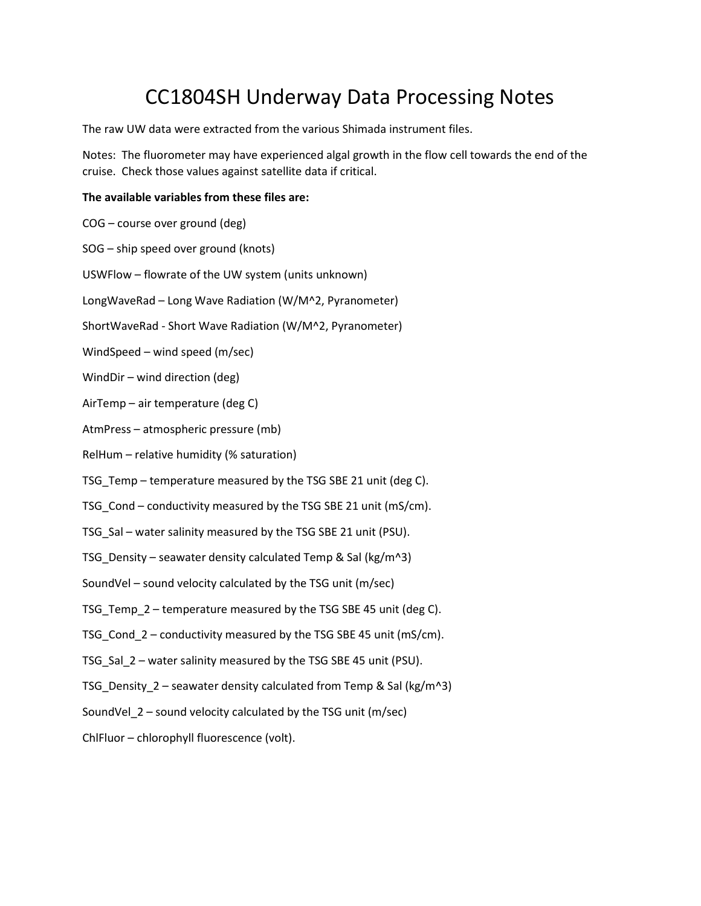# CC1804SH Underway Data Processing Notes

The raw UW data were extracted from the various Shimada instrument files.

Notes: The fluorometer may have experienced algal growth in the flow cell towards the end of the cruise. Check those values against satellite data if critical.

**The available variables from these files are:**

COG – course over ground (deg)

SOG – ship speed over ground (knots)

USWFlow – flowrate of the UW system (units unknown)

LongWaveRad – Long Wave Radiation (W/M^2, Pyranometer)

ShortWaveRad - Short Wave Radiation (W/M^2, Pyranometer)

WindSpeed – wind speed (m/sec)

WindDir – wind direction (deg)

AirTemp – air temperature (deg C)

AtmPress – atmospheric pressure (mb)

RelHum – relative humidity (% saturation)

TSG_Temp – temperature measured by the TSG SBE 21 unit (deg C).

TSG_Cond – conductivity measured by the TSG SBE 21 unit (mS/cm).

TSG_Sal – water salinity measured by the TSG SBE 21 unit (PSU).

TSG_Density – seawater density calculated Temp & Sal (kg/m^3)

SoundVel – sound velocity calculated by the TSG unit (m/sec)

TSG_Temp_2 – temperature measured by the TSG SBE 45 unit (deg C).

TSG_Cond_2 – conductivity measured by the TSG SBE 45 unit (mS/cm).

TSG_Sal_2 – water salinity measured by the TSG SBE 45 unit (PSU).

TSG_Density_2 – seawater density calculated from Temp & Sal (kg/m^3)

SoundVel_2 – sound velocity calculated by the TSG unit (m/sec)

ChlFluor – chlorophyll fluorescence (volt).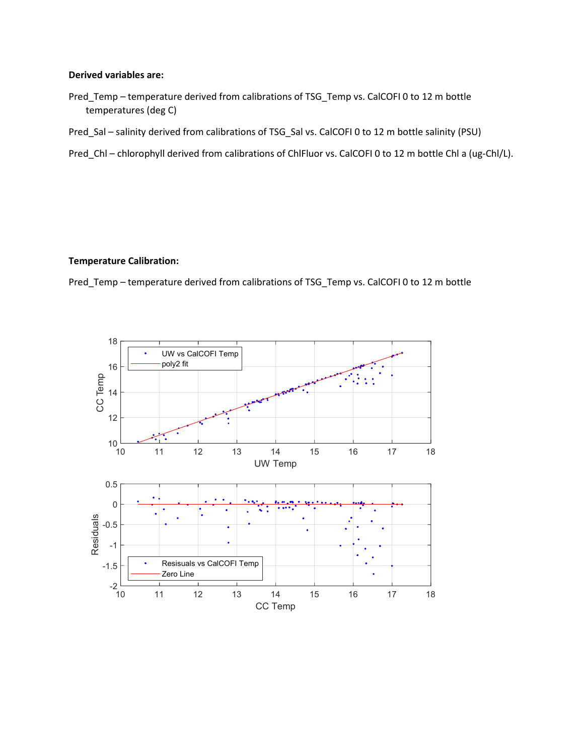**Derived variables are:**

Pred_Temp – temperature derived from calibrations of TSG_Temp vs. CalCOFI 0 to 12 m bottle temperatures (deg C)

Pred_Sal – salinity derived from calibrations of TSG_Sal vs. CalCOFI 0 to 12 m bottle salinity (PSU)

Pred_Chl – chlorophyll derived from calibrations of ChlFluor vs. CalCOFI 0 to 12 m bottle Chl a (ug-Chl/L).

**Temperature Calibration:**

Pred_Temp – temperature derived from calibrations of TSG_Temp vs. CalCOFI 0 to 12 m bottle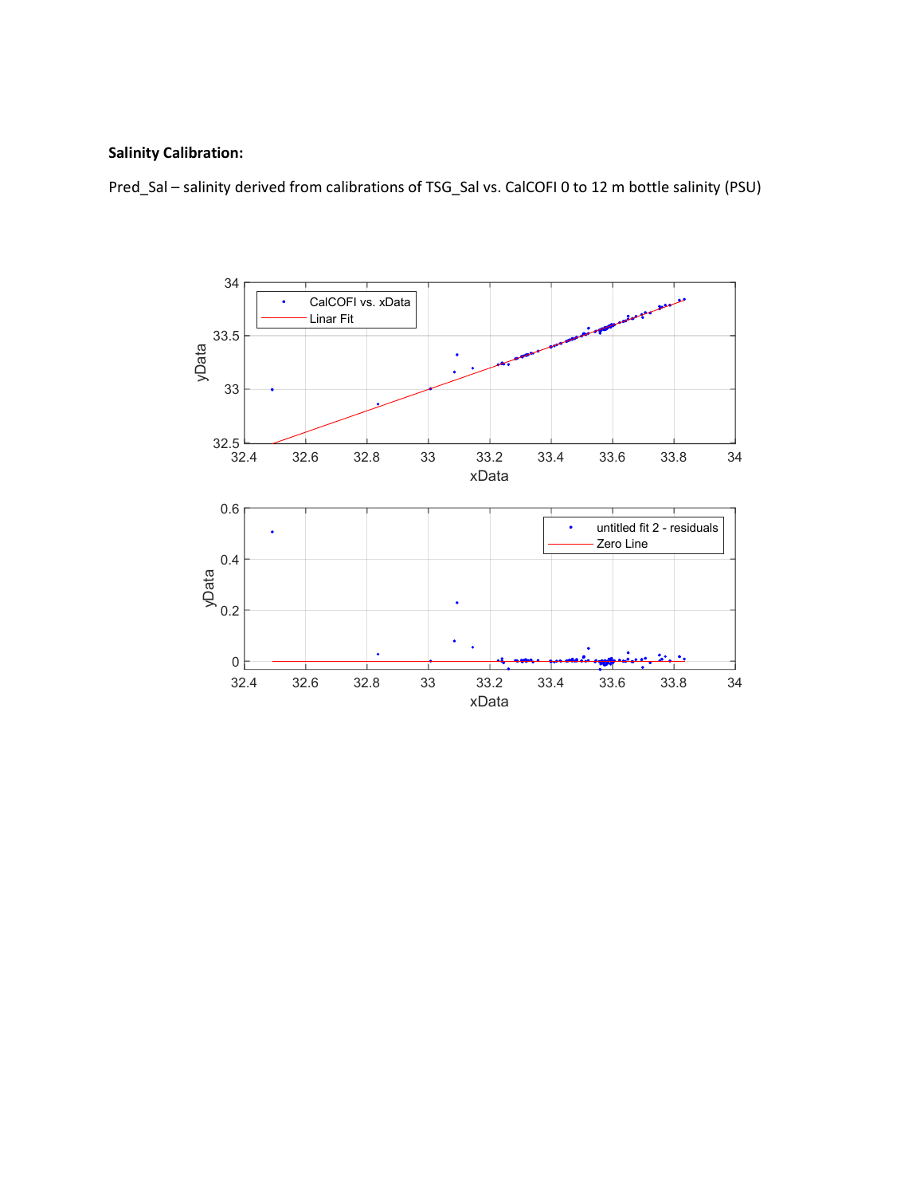**Salinity Calibration:**

Pred_Sal – salinity derived from calibrations of TSG_Sal vs. CalCOFI 0 to 12 m bottle salinity (PSU)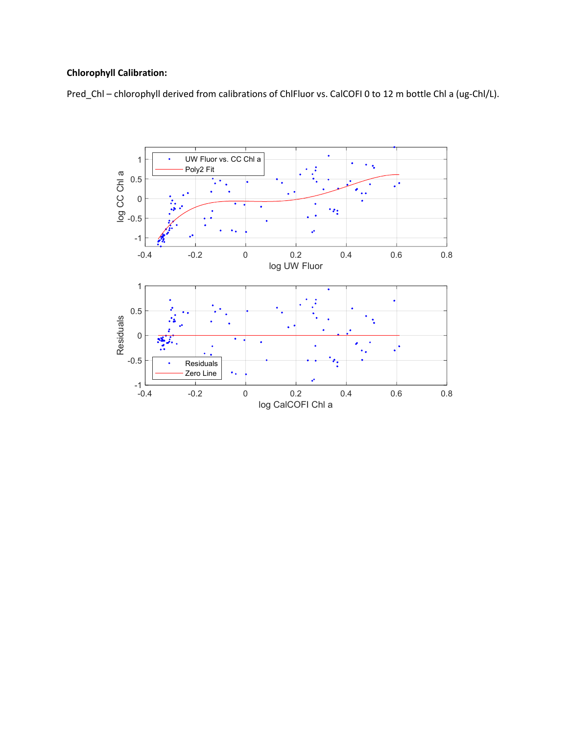**Chlorophyll Calibration:**

Pred_Chl – chlorophyll derived from calibrations of ChlFluor vs. CalCOFI 0 to 12 m bottle Chl a (ug-Chl/L).

UW Fluor vs. CC Chl a
Poly2 Fit
log CC Chl a
log UW Fluor
1
0.5
0
-0.5
-1
-0.4
-0.2
0
0.2
0.4
0.6
0.8

Residuals
Zero Line
Residuals
log CalCOFI Chl a
1
0.5
0
-0.5
-1
-0.4
-0.2
0
0.2
0.4
0.6
0.8